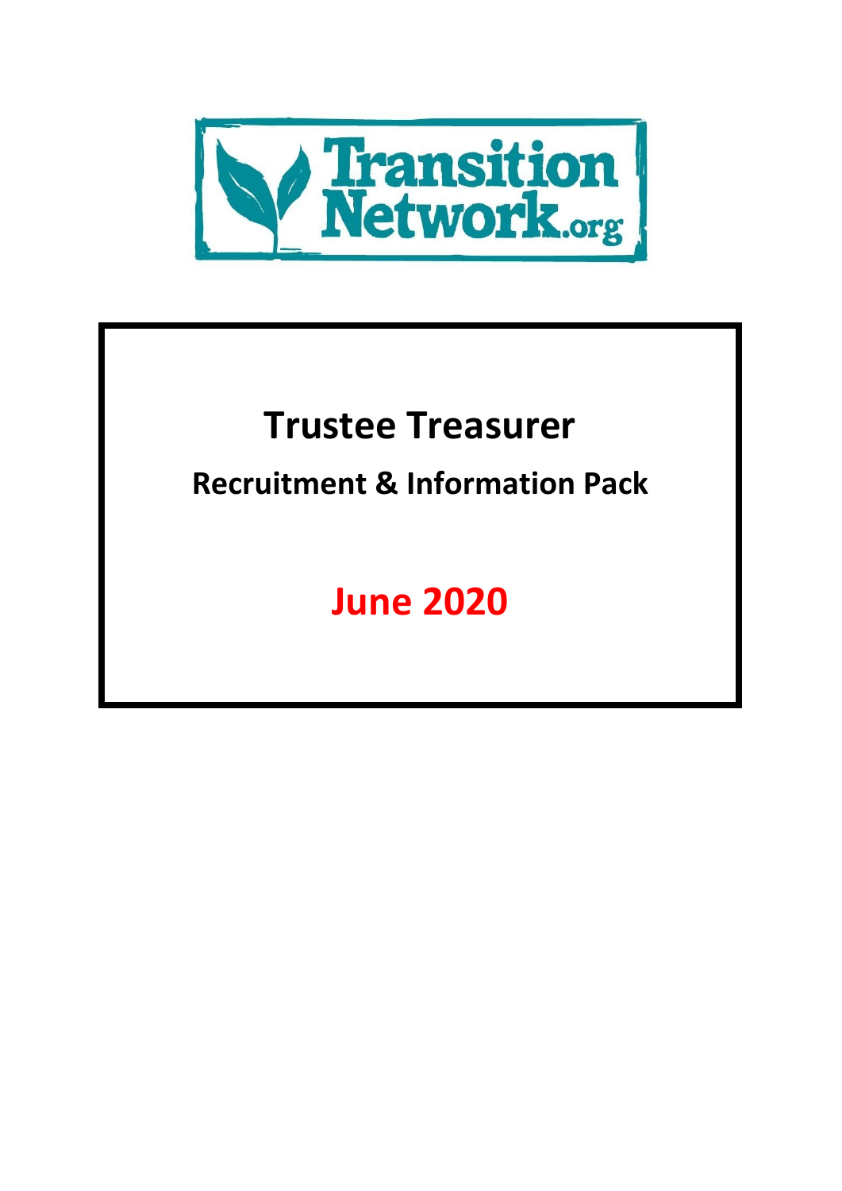Transition Network.org

# Trustee Treasurer

## Recruitment & Information Pack

## June 2020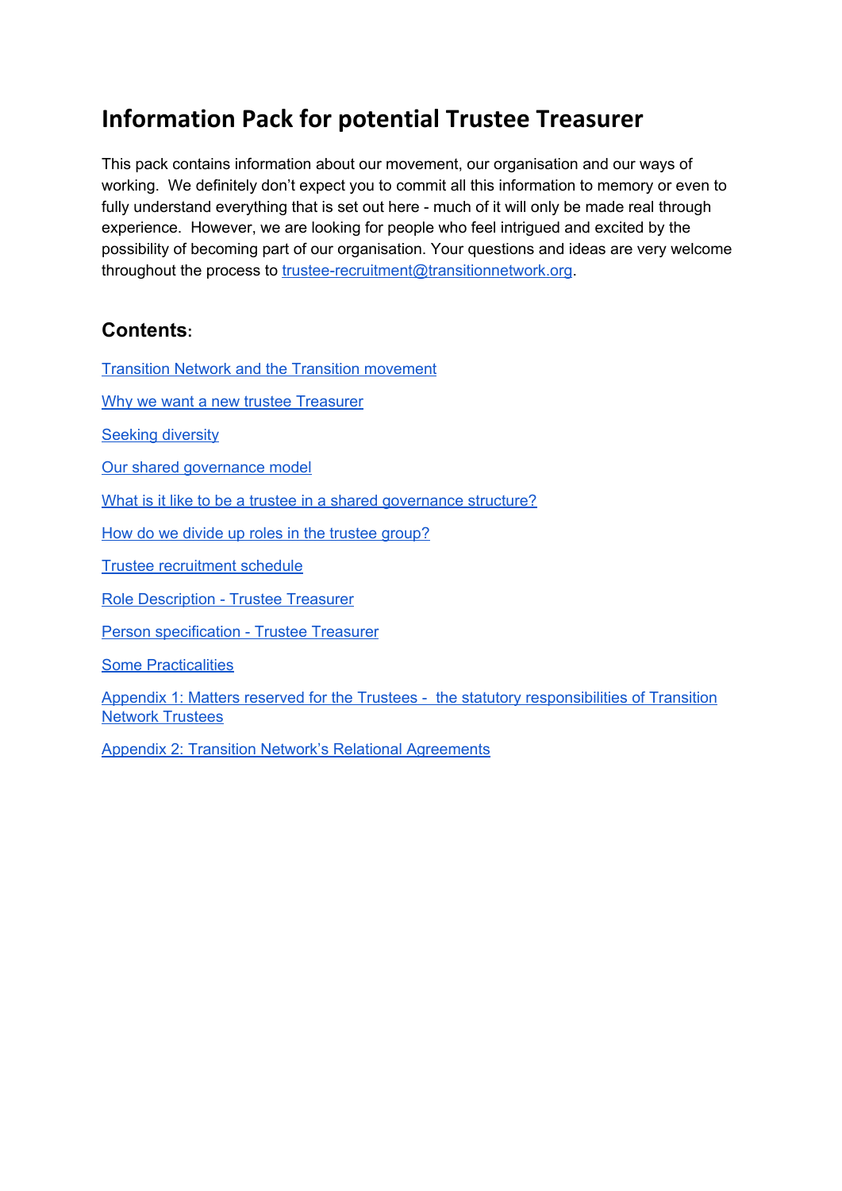# Information Pack for potential Trustee Treasurer

This pack contains information about our movement, our organisation and our ways of working. We definitely don't expect you to commit all this information to memory or even to fully understand everything that is set out here - much of it will only be made real through experience. However, we are looking for people who feel intrigued and excited by the possibility of becoming part of our organisation. Your questions and ideas are very welcome throughout the process to [trustee-recruitment@transitionnetwork.org](mailto:trustee-recruitment@transitionnetwork.org).

## Contents:

[Transition Network and the Transition movement](#)

[Why we want a new trustee Treasurer](#)

[Seeking diversity](#)

[Our shared governance model](#)

[What is it like to be a trustee in a shared governance structure?](#)

[How do we divide up roles in the trustee group?](#)

[Trustee recruitment schedule](#)

[Role Description - Trustee Treasurer](#)

[Person specification - Trustee Treasurer](#)

[Some Practicalities](#)

[Appendix 1: Matters reserved for the Trustees - the statutory responsibilities of Transition Network Trustees](#)

[Appendix 2: Transition Network's Relational Agreements](#)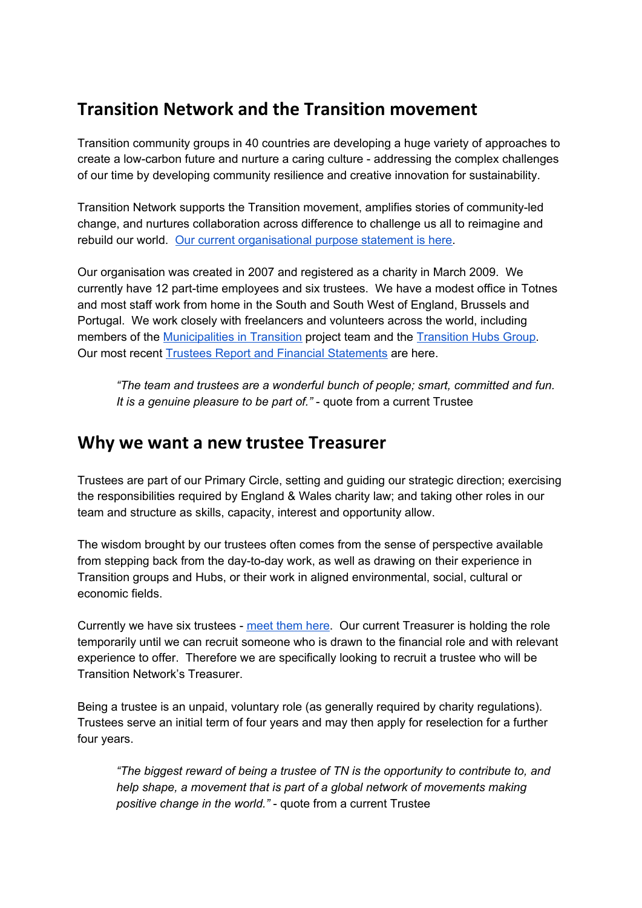## Transition Network and the Transition movement

Transition community groups in 40 countries are developing a huge variety of approaches to create a low-carbon future and nurture a caring culture - addressing the complex challenges of our time by developing community resilience and creative innovation for sustainability.

Transition Network supports the Transition movement, amplifies stories of community-led change, and nurtures collaboration across difference to challenge us all to reimagine and rebuild our world. Our current organisational purpose statement is here.

Our organisation was created in 2007 and registered as a charity in March 2009. We currently have 12 part-time employees and six trustees. We have a modest office in Totnes and most staff work from home in the South and South West of England, Brussels and Portugal. We work closely with freelancers and volunteers across the world, including members of the Municipalities in Transition project team and the Transition Hubs Group. Our most recent Trustees Report and Financial Statements are here.

> *"The team and trustees are a wonderful bunch of people; smart, committed and fun. It is a genuine pleasure to be part of."* - quote from a current Trustee

## Why we want a new trustee Treasurer

Trustees are part of our Primary Circle, setting and guiding our strategic direction; exercising the responsibilities required by England & Wales charity law; and taking other roles in our team and structure as skills, capacity, interest and opportunity allow.

The wisdom brought by our trustees often comes from the sense of perspective available from stepping back from the day-to-day work, as well as drawing on their experience in Transition groups and Hubs, or their work in aligned environmental, social, cultural or economic fields.

Currently we have six trustees - meet them here. Our current Treasurer is holding the role temporarily until we can recruit someone who is drawn to the financial role and with relevant experience to offer. Therefore we are specifically looking to recruit a trustee who will be Transition Network's Treasurer.

Being a trustee is an unpaid, voluntary role (as generally required by charity regulations). Trustees serve an initial term of four years and may then apply for reselection for a further four years.

> *"The biggest reward of being a trustee of TN is the opportunity to contribute to, and help shape, a movement that is part of a global network of movements making positive change in the world."* - quote from a current Trustee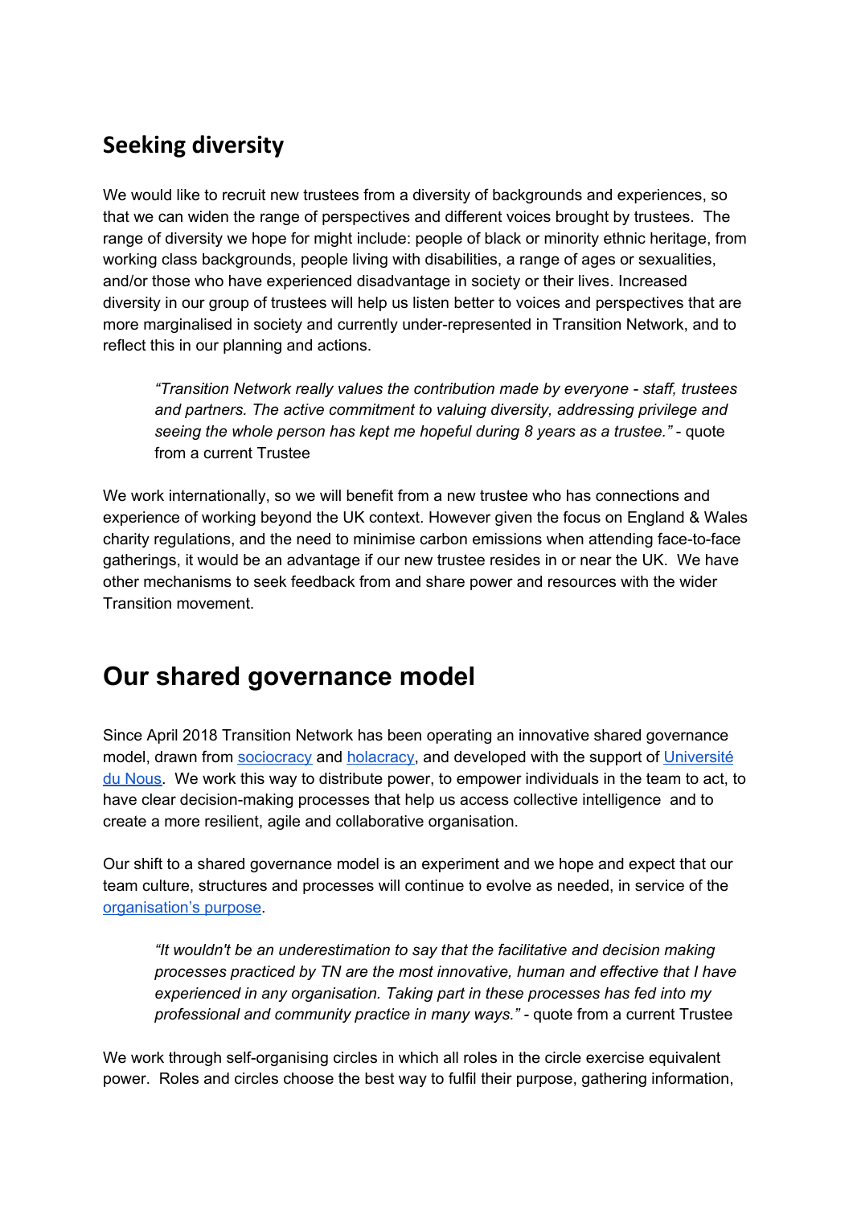## Seeking diversity

We would like to recruit new trustees from a diversity of backgrounds and experiences, so that we can widen the range of perspectives and different voices brought by trustees. The range of diversity we hope for might include: people of black or minority ethnic heritage, from working class backgrounds, people living with disabilities, a range of ages or sexualities, and/or those who have experienced disadvantage in society or their lives. Increased diversity in our group of trustees will help us listen better to voices and perspectives that are more marginalised in society and currently under-represented in Transition Network, and to reflect this in our planning and actions.

> *"Transition Network really values the contribution made by everyone - staff, trustees and partners. The active commitment to valuing diversity, addressing privilege and seeing the whole person has kept me hopeful during 8 years as a trustee."* - quote from a current Trustee

We work internationally, so we will benefit from a new trustee who has connections and experience of working beyond the UK context. However given the focus on England & Wales charity regulations, and the need to minimise carbon emissions when attending face-to-face gatherings, it would be an advantage if our new trustee resides in or near the UK. We have other mechanisms to seek feedback from and share power and resources with the wider Transition movement.

# Our shared governance model

Since April 2018 Transition Network has been operating an innovative shared governance model, drawn from [sociocracy]() and [holacracy](), and developed with the support of [Université du Nous](). We work this way to distribute power, to empower individuals in the team to act, to have clear decision-making processes that help us access collective intelligence and to create a more resilient, agile and collaborative organisation.

Our shift to a shared governance model is an experiment and we hope and expect that our team culture, structures and processes will continue to evolve as needed, in service of the [organisation's purpose]().

> *"It wouldn't be an underestimation to say that the facilitative and decision making processes practiced by TN are the most innovative, human and effective that I have experienced in any organisation. Taking part in these processes has fed into my professional and community practice in many ways."* - quote from a current Trustee

We work through self-organising circles in which all roles in the circle exercise equivalent power. Roles and circles choose the best way to fulfil their purpose, gathering information,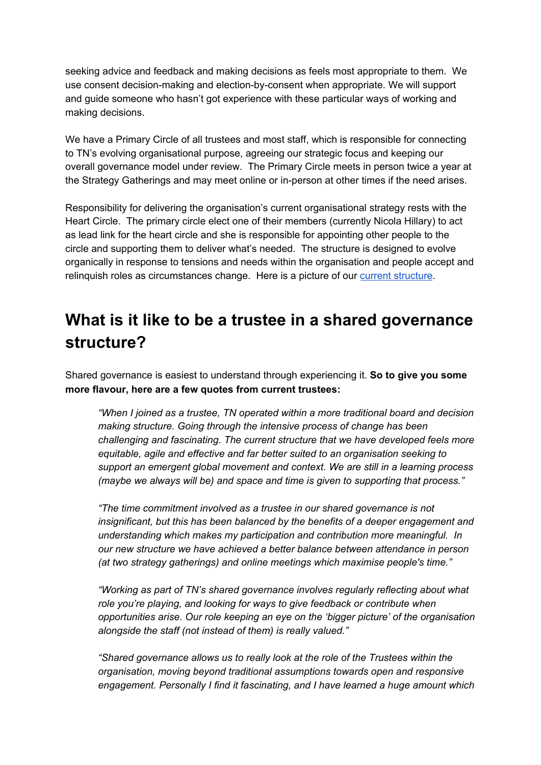seeking advice and feedback and making decisions as feels most appropriate to them. We use consent decision-making and election-by-consent when appropriate. We will support and guide someone who hasn't got experience with these particular ways of working and making decisions.

We have a Primary Circle of all trustees and most staff, which is responsible for connecting to TN's evolving organisational purpose, agreeing our strategic focus and keeping our overall governance model under review. The Primary Circle meets in person twice a year at the Strategy Gatherings and may meet online or in-person at other times if the need arises.

Responsibility for delivering the organisation's current organisational strategy rests with the Heart Circle. The primary circle elect one of their members (currently Nicola Hillary) to act as lead link for the heart circle and she is responsible for appointing other people to the circle and supporting them to deliver what's needed. The structure is designed to evolve organically in response to tensions and needs within the organisation and people accept and relinquish roles as circumstances change. Here is a picture of our current structure.

# What is it like to be a trustee in a shared governance structure?

Shared governance is easiest to understand through experiencing it. **So to give you some more flavour, here are a few quotes from current trustees:**

> *"When I joined as a trustee, TN operated within a more traditional board and decision making structure. Going through the intensive process of change has been challenging and fascinating. The current structure that we have developed feels more equitable, agile and effective and far better suited to an organisation seeking to support an emergent global movement and context. We are still in a learning process (maybe we always will be) and space and time is given to supporting that process."*

> *"The time commitment involved as a trustee in our shared governance is not insignificant, but this has been balanced by the benefits of a deeper engagement and understanding which makes my participation and contribution more meaningful. In our new structure we have achieved a better balance between attendance in person (at two strategy gatherings) and online meetings which maximise people's time."*

> *"Working as part of TN's shared governance involves regularly reflecting about what role you're playing, and looking for ways to give feedback or contribute when opportunities arise. Our role keeping an eye on the 'bigger picture' of the organisation alongside the staff (not instead of them) is really valued."*

> *"Shared governance allows us to really look at the role of the Trustees within the organisation, moving beyond traditional assumptions towards open and responsive engagement. Personally I find it fascinating, and I have learned a huge amount which*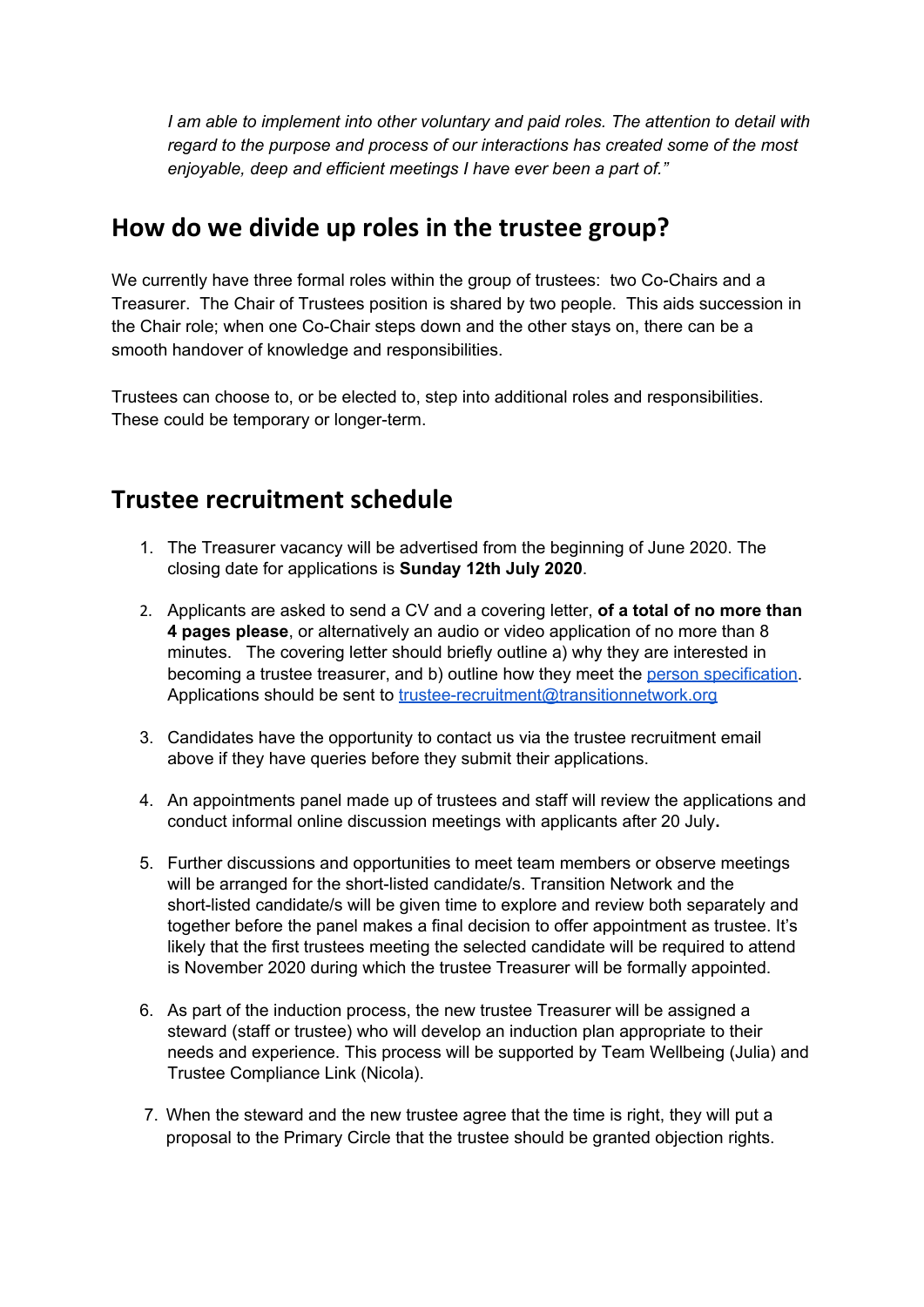*I am able to implement into other voluntary and paid roles. The attention to detail with regard to the purpose and process of our interactions has created some of the most enjoyable, deep and efficient meetings I have ever been a part of."*

## How do we divide up roles in the trustee group?

We currently have three formal roles within the group of trustees: two Co-Chairs and a Treasurer. The Chair of Trustees position is shared by two people. This aids succession in the Chair role; when one Co-Chair steps down and the other stays on, there can be a smooth handover of knowledge and responsibilities.

Trustees can choose to, or be elected to, step into additional roles and responsibilities. These could be temporary or longer-term.

## Trustee recruitment schedule

1. The Treasurer vacancy will be advertised from the beginning of June 2020. The closing date for applications is **Sunday 12th July 2020**.

2. Applicants are asked to send a CV and a covering letter, **of a total of no more than 4 pages please**, or alternatively an audio or video application of no more than 8 minutes. The covering letter should briefly outline a) why they are interested in becoming a trustee treasurer, and b) outline how they meet the person specification. Applications should be sent to trustee-recruitment@transitionnetwork.org

3. Candidates have the opportunity to contact us via the trustee recruitment email above if they have queries before they submit their applications.

4. An appointments panel made up of trustees and staff will review the applications and conduct informal online discussion meetings with applicants after 20 July**.**

5. Further discussions and opportunities to meet team members or observe meetings will be arranged for the short-listed candidate/s. Transition Network and the short-listed candidate/s will be given time to explore and review both separately and together before the panel makes a final decision to offer appointment as trustee. It's likely that the first trustees meeting the selected candidate will be required to attend is November 2020 during which the trustee Treasurer will be formally appointed.

6. As part of the induction process, the new trustee Treasurer will be assigned a steward (staff or trustee) who will develop an induction plan appropriate to their needs and experience. This process will be supported by Team Wellbeing (Julia) and Trustee Compliance Link (Nicola).

7. When the steward and the new trustee agree that the time is right, they will put a proposal to the Primary Circle that the trustee should be granted objection rights.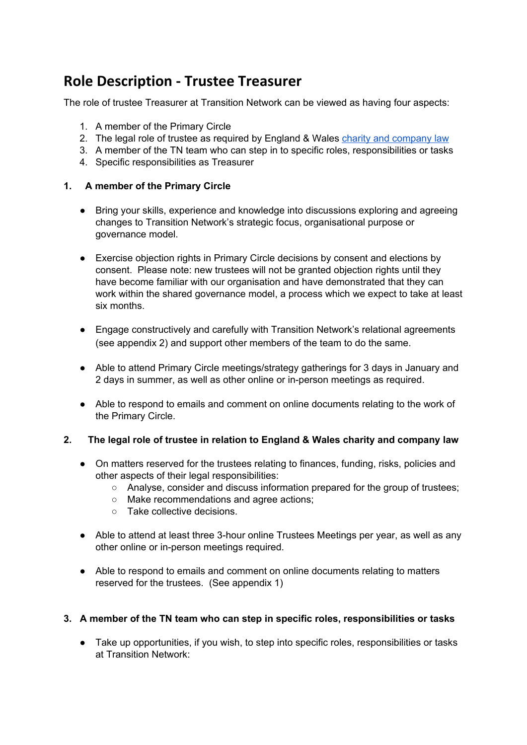# Role Description - Trustee Treasurer

The role of trustee Treasurer at Transition Network can be viewed as having four aspects:

1. A member of the Primary Circle
2. The legal role of trustee as required by England & Wales [charity and company law]()
3. A member of the TN team who can step in to specific roles, responsibilities or tasks
4. Specific responsibilities as Treasurer

**1. A member of the Primary Circle**

- Bring your skills, experience and knowledge into discussions exploring and agreeing changes to Transition Network's strategic focus, organisational purpose or governance model.

- Exercise objection rights in Primary Circle decisions by consent and elections by consent. Please note: new trustees will not be granted objection rights until they have become familiar with our organisation and have demonstrated that they can work within the shared governance model, a process which we expect to take at least six months.

- Engage constructively and carefully with Transition Network's relational agreements (see appendix 2) and support other members of the team to do the same.

- Able to attend Primary Circle meetings/strategy gatherings for 3 days in January and 2 days in summer, as well as other online or in-person meetings as required.

- Able to respond to emails and comment on online documents relating to the work of the Primary Circle.

**2. The legal role of trustee in relation to England & Wales charity and company law**

- On matters reserved for the trustees relating to finances, funding, risks, policies and other aspects of their legal responsibilities:
  - Analyse, consider and discuss information prepared for the group of trustees;
  - Make recommendations and agree actions;
  - Take collective decisions.

- Able to attend at least three 3-hour online Trustees Meetings per year, as well as any other online or in-person meetings required.

- Able to respond to emails and comment on online documents relating to matters reserved for the trustees. (See appendix 1)

**3. A member of the TN team who can step in specific roles, responsibilities or tasks**

- Take up opportunities, if you wish, to step into specific roles, responsibilities or tasks at Transition Network: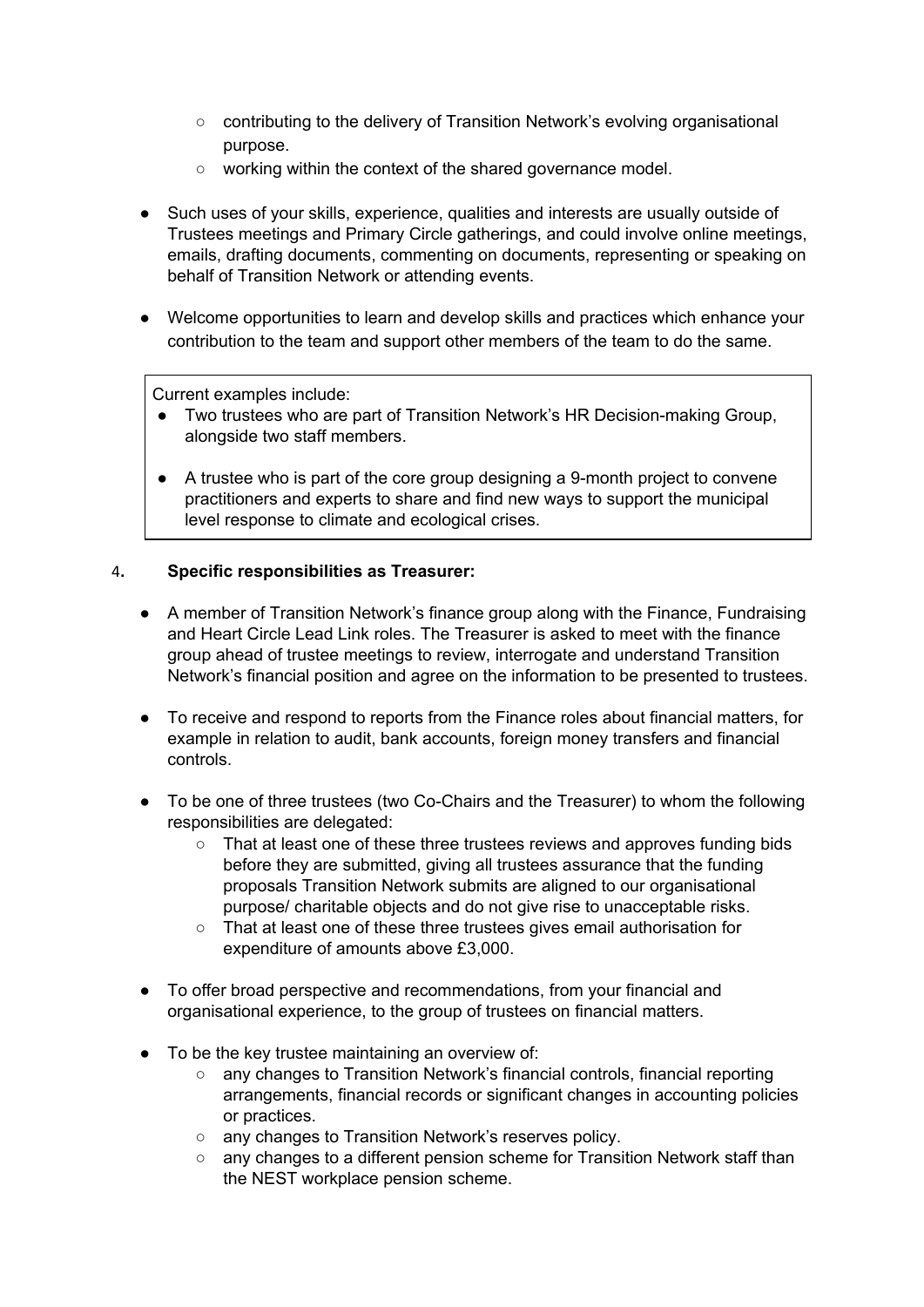- contributing to the delivery of Transition Network's evolving organisational purpose.
  - working within the context of the shared governance model.

- Such uses of your skills, experience, qualities and interests are usually outside of Trustees meetings and Primary Circle gatherings, and could involve online meetings, emails, drafting documents, commenting on documents, representing or speaking on behalf of Transition Network or attending events.

- Welcome opportunities to learn and develop skills and practices which enhance your contribution to the team and support other members of the team to do the same.

> Current examples include:
> - Two trustees who are part of Transition Network's HR Decision-making Group, alongside two staff members.
> - A trustee who is part of the core group designing a 9-month project to convene practitioners and experts to share and find new ways to support the municipal level response to climate and ecological crises.

4. **Specific responsibilities as Treasurer:**

- A member of Transition Network's finance group along with the Finance, Fundraising and Heart Circle Lead Link roles. The Treasurer is asked to meet with the finance group ahead of trustee meetings to review, interrogate and understand Transition Network's financial position and agree on the information to be presented to trustees.

- To receive and respond to reports from the Finance roles about financial matters, for example in relation to audit, bank accounts, foreign money transfers and financial controls.

- To be one of three trustees (two Co-Chairs and the Treasurer) to whom the following responsibilities are delegated:
  - That at least one of these three trustees reviews and approves funding bids before they are submitted, giving all trustees assurance that the funding proposals Transition Network submits are aligned to our organisational purpose/ charitable objects and do not give rise to unacceptable risks.
  - That at least one of these three trustees gives email authorisation for expenditure of amounts above £3,000.

- To offer broad perspective and recommendations, from your financial and organisational experience, to the group of trustees on financial matters.

- To be the key trustee maintaining an overview of:
  - any changes to Transition Network's financial controls, financial reporting arrangements, financial records or significant changes in accounting policies or practices.
  - any changes to Transition Network's reserves policy.
  - any changes to a different pension scheme for Transition Network staff than the NEST workplace pension scheme.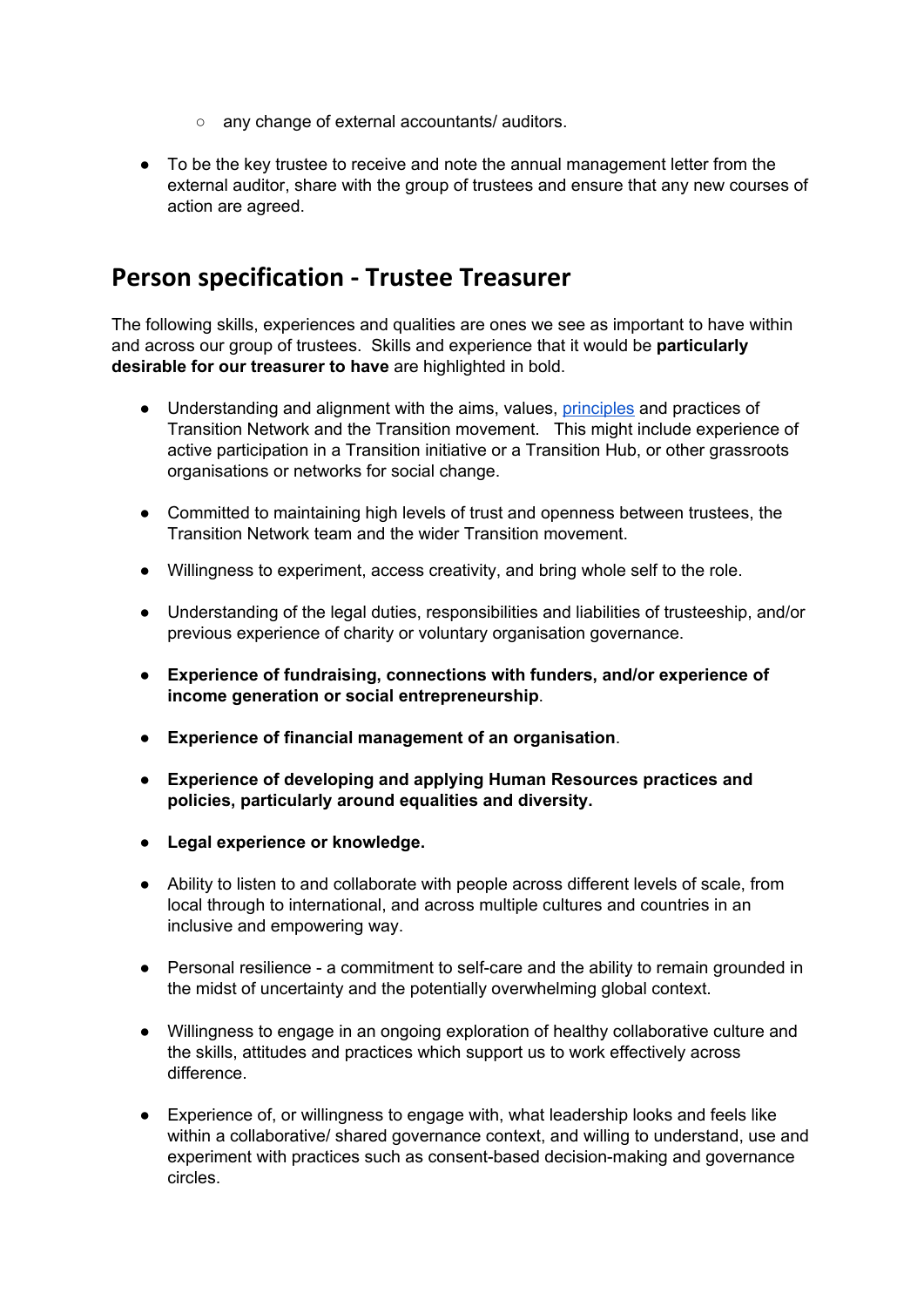- any change of external accountants/ auditors.

- To be the key trustee to receive and note the annual management letter from the external auditor, share with the group of trustees and ensure that any new courses of action are agreed.

## Person specification - Trustee Treasurer

The following skills, experiences and qualities are ones we see as important to have within and across our group of trustees. Skills and experience that it would be **particularly desirable for our treasurer to have** are highlighted in bold.

- Understanding and alignment with the aims, values, principles and practices of Transition Network and the Transition movement. This might include experience of active participation in a Transition initiative or a Transition Hub, or other grassroots organisations or networks for social change.

- Committed to maintaining high levels of trust and openness between trustees, the Transition Network team and the wider Transition movement.

- Willingness to experiment, access creativity, and bring whole self to the role.

- Understanding of the legal duties, responsibilities and liabilities of trusteeship, and/or previous experience of charity or voluntary organisation governance.

- **Experience of fundraising, connections with funders, and/or experience of income generation or social entrepreneurship**.

- **Experience of financial management of an organisation**.

- **Experience of developing and applying Human Resources practices and policies, particularly around equalities and diversity.**

- **Legal experience or knowledge.**

- Ability to listen to and collaborate with people across different levels of scale, from local through to international, and across multiple cultures and countries in an inclusive and empowering way.

- Personal resilience - a commitment to self-care and the ability to remain grounded in the midst of uncertainty and the potentially overwhelming global context.

- Willingness to engage in an ongoing exploration of healthy collaborative culture and the skills, attitudes and practices which support us to work effectively across difference.

- Experience of, or willingness to engage with, what leadership looks and feels like within a collaborative/ shared governance context, and willing to understand, use and experiment with practices such as consent-based decision-making and governance circles.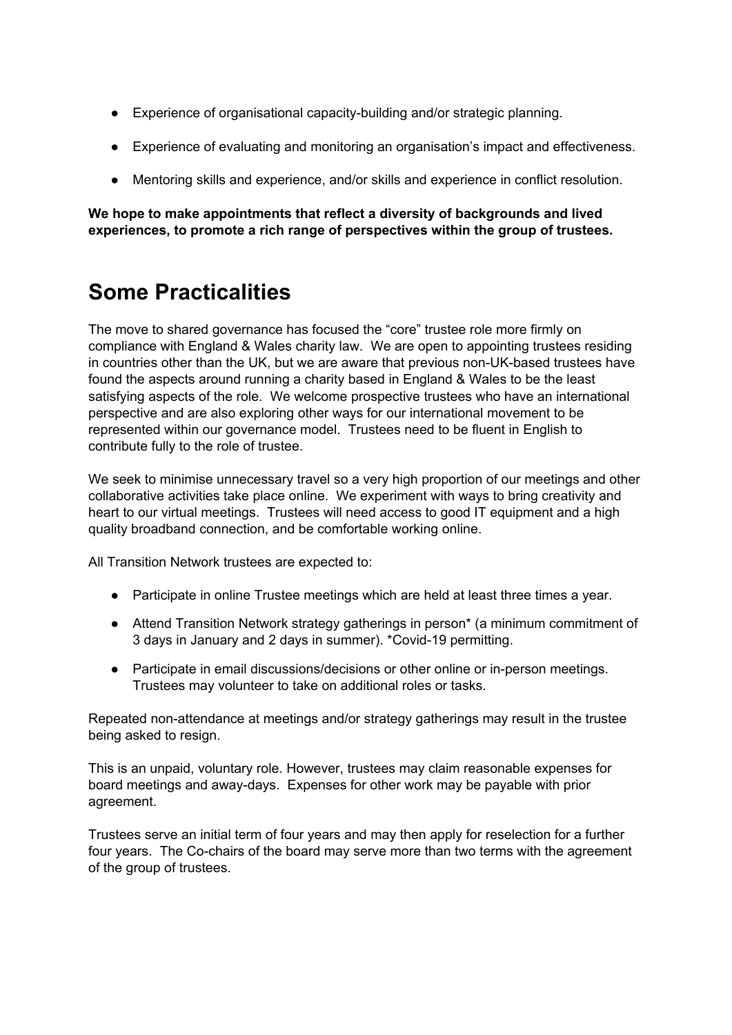- Experience of organisational capacity-building and/or strategic planning.
- Experience of evaluating and monitoring an organisation's impact and effectiveness.
- Mentoring skills and experience, and/or skills and experience in conflict resolution.

**We hope to make appointments that reflect a diversity of backgrounds and lived experiences, to promote a rich range of perspectives within the group of trustees.**

# Some Practicalities

The move to shared governance has focused the "core" trustee role more firmly on compliance with England & Wales charity law. We are open to appointing trustees residing in countries other than the UK, but we are aware that previous non-UK-based trustees have found the aspects around running a charity based in England & Wales to be the least satisfying aspects of the role. We welcome prospective trustees who have an international perspective and are also exploring other ways for our international movement to be represented within our governance model. Trustees need to be fluent in English to contribute fully to the role of trustee.

We seek to minimise unnecessary travel so a very high proportion of our meetings and other collaborative activities take place online. We experiment with ways to bring creativity and heart to our virtual meetings. Trustees will need access to good IT equipment and a high quality broadband connection, and be comfortable working online.

All Transition Network trustees are expected to:

- Participate in online Trustee meetings which are held at least three times a year.
- Attend Transition Network strategy gatherings in person* (a minimum commitment of 3 days in January and 2 days in summer). *Covid-19 permitting.
- Participate in email discussions/decisions or other online or in-person meetings. Trustees may volunteer to take on additional roles or tasks.

Repeated non-attendance at meetings and/or strategy gatherings may result in the trustee being asked to resign.

This is an unpaid, voluntary role. However, trustees may claim reasonable expenses for board meetings and away-days. Expenses for other work may be payable with prior agreement.

Trustees serve an initial term of four years and may then apply for reselection for a further four years. The Co-chairs of the board may serve more than two terms with the agreement of the group of trustees.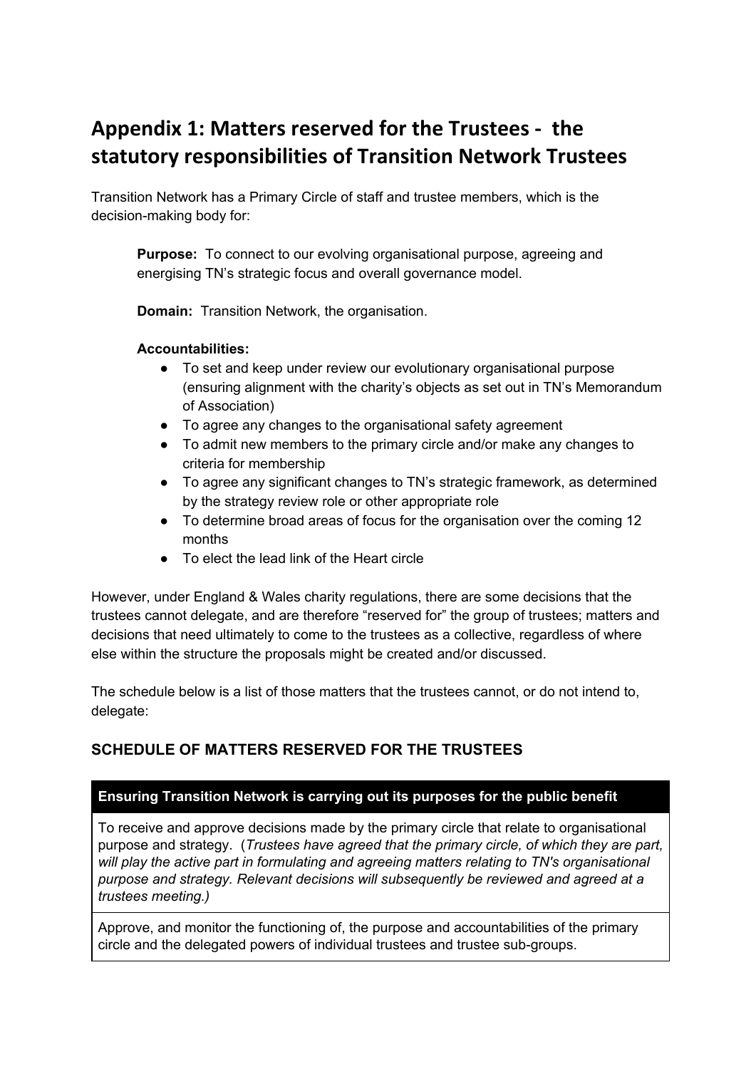# Appendix 1: Matters reserved for the Trustees - the statutory responsibilities of Transition Network Trustees

Transition Network has a Primary Circle of staff and trustee members, which is the decision-making body for:

**Purpose:** To connect to our evolving organisational purpose, agreeing and energising TN's strategic focus and overall governance model.

**Domain:** Transition Network, the organisation.

**Accountabilities:**

- To set and keep under review our evolutionary organisational purpose (ensuring alignment with the charity's objects as set out in TN's Memorandum of Association)
- To agree any changes to the organisational safety agreement
- To admit new members to the primary circle and/or make any changes to criteria for membership
- To agree any significant changes to TN's strategic framework, as determined by the strategy review role or other appropriate role
- To determine broad areas of focus for the organisation over the coming 12 months
- To elect the lead link of the Heart circle

However, under England & Wales charity regulations, there are some decisions that the trustees cannot delegate, and are therefore "reserved for" the group of trustees; matters and decisions that need ultimately to come to the trustees as a collective, regardless of where else within the structure the proposals might be created and/or discussed.

The schedule below is a list of those matters that the trustees cannot, or do not intend to, delegate:

## SCHEDULE OF MATTERS RESERVED FOR THE TRUSTEES

| **Ensuring Transition Network is carrying out its purposes for the public benefit** |
| --- |
| To receive and approve decisions made by the primary circle that relate to organisational purpose and strategy. (*Trustees have agreed that the primary circle, of which they are part, will play the active part in formulating and agreeing matters relating to TN's organisational purpose and strategy. Relevant decisions will subsequently be reviewed and agreed at a trustees meeting.)* |
| Approve, and monitor the functioning of, the purpose and accountabilities of the primary circle and the delegated powers of individual trustees and trustee sub-groups. |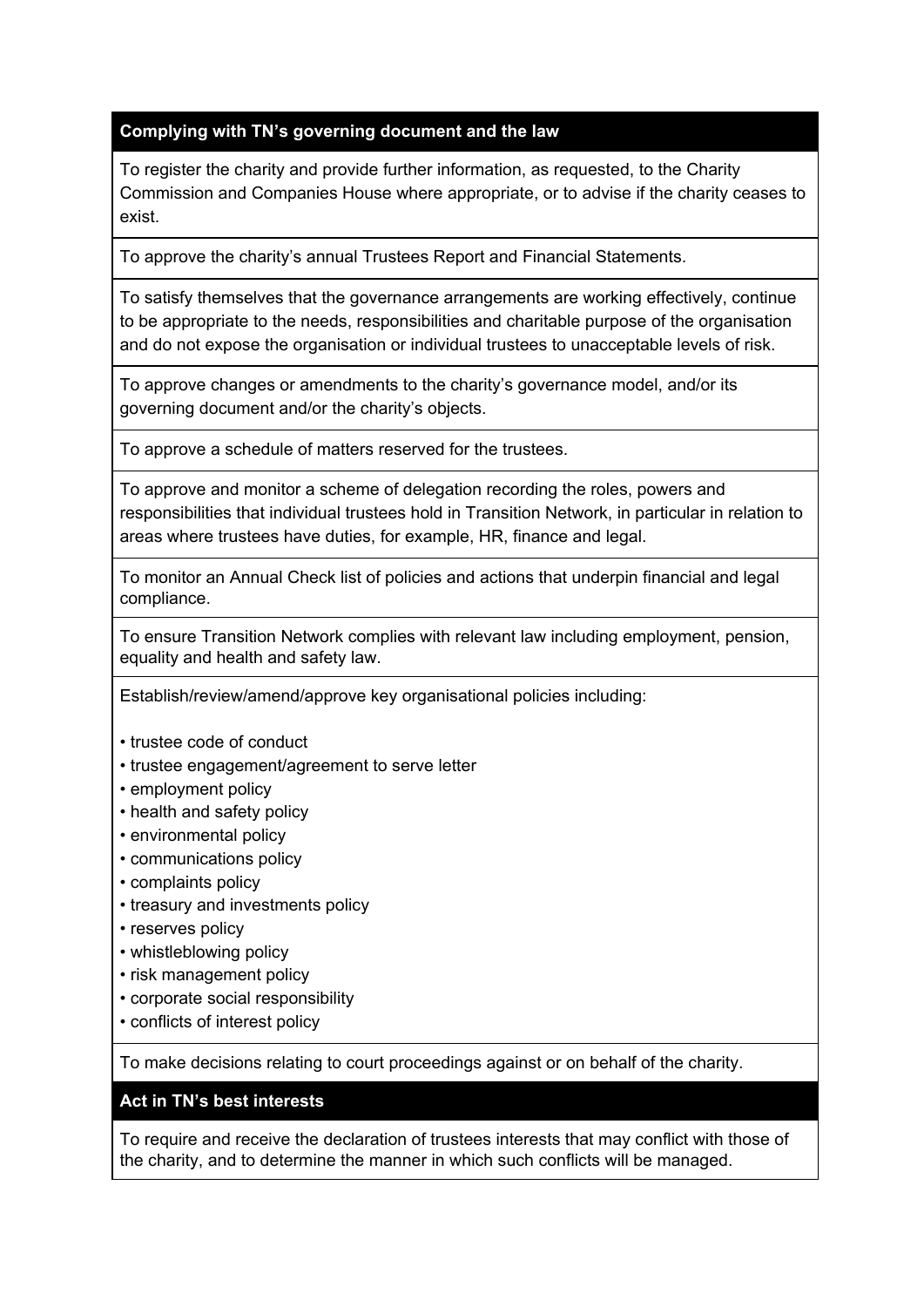| Complying with TN's governing document and the law |
|---|
| To register the charity and provide further information, as requested, to the Charity Commission and Companies House where appropriate, or to advise if the charity ceases to exist. |
| To approve the charity's annual Trustees Report and Financial Statements. |
| To satisfy themselves that the governance arrangements are working effectively, continue to be appropriate to the needs, responsibilities and charitable purpose of the organisation and do not expose the organisation or individual trustees to unacceptable levels of risk. |
| To approve changes or amendments to the charity's governance model, and/or its governing document and/or the charity's objects. |
| To approve a schedule of matters reserved for the trustees. |
| To approve and monitor a scheme of delegation recording the roles, powers and responsibilities that individual trustees hold in Transition Network, in particular in relation to areas where trustees have duties, for example, HR, finance and legal. |
| To monitor an Annual Check list of policies and actions that underpin financial and legal compliance. |
| To ensure Transition Network complies with relevant law including employment, pension, equality and health and safety law. |
| Establish/review/amend/approve key organisational policies including:<br><br>• trustee code of conduct<br>• trustee engagement/agreement to serve letter<br>• employment policy<br>• health and safety policy<br>• environmental policy<br>• communications policy<br>• complaints policy<br>• treasury and investments policy<br>• reserves policy<br>• whistleblowing policy<br>• risk management policy<br>• corporate social responsibility<br>• conflicts of interest policy |
| To make decisions relating to court proceedings against or on behalf of the charity. |
| **Act in TN's best interests** |
| To require and receive the declaration of trustees interests that may conflict with those of the charity, and to determine the manner in which such conflicts will be managed. |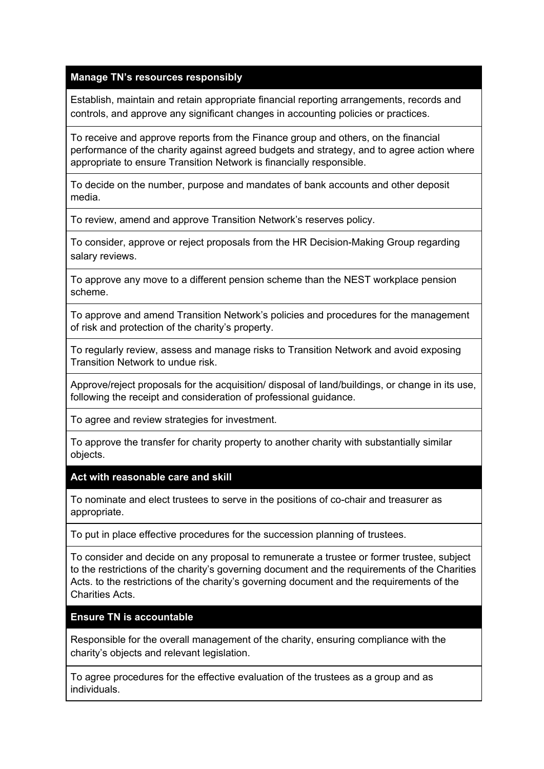| Manage TN's resources responsibly |
| --- |
| Establish, maintain and retain appropriate financial reporting arrangements, records and controls, and approve any significant changes in accounting policies or practices. |
| To receive and approve reports from the Finance group and others, on the financial performance of the charity against agreed budgets and strategy, and to agree action where appropriate to ensure Transition Network is financially responsible. |
| To decide on the number, purpose and mandates of bank accounts and other deposit media. |
| To review, amend and approve Transition Network's reserves policy. |
| To consider, approve or reject proposals from the HR Decision-Making Group regarding salary reviews. |
| To approve any move to a different pension scheme than the NEST workplace pension scheme. |
| To approve and amend Transition Network's policies and procedures for the management of risk and protection of the charity's property. |
| To regularly review, assess and manage risks to Transition Network and avoid exposing Transition Network to undue risk. |
| Approve/reject proposals for the acquisition/ disposal of land/buildings, or change in its use, following the receipt and consideration of professional guidance. |
| To agree and review strategies for investment. |
| To approve the transfer for charity property to another charity with substantially similar objects. |
| **Act with reasonable care and skill** |
| To nominate and elect trustees to serve in the positions of co-chair and treasurer as appropriate. |
| To put in place effective procedures for the succession planning of trustees. |
| To consider and decide on any proposal to remunerate a trustee or former trustee, subject to the restrictions of the charity's governing document and the requirements of the Charities Acts. to the restrictions of the charity's governing document and the requirements of the Charities Acts. |
| **Ensure TN is accountable** |
| Responsible for the overall management of the charity, ensuring compliance with the charity's objects and relevant legislation. |
| To agree procedures for the effective evaluation of the trustees as a group and as individuals. |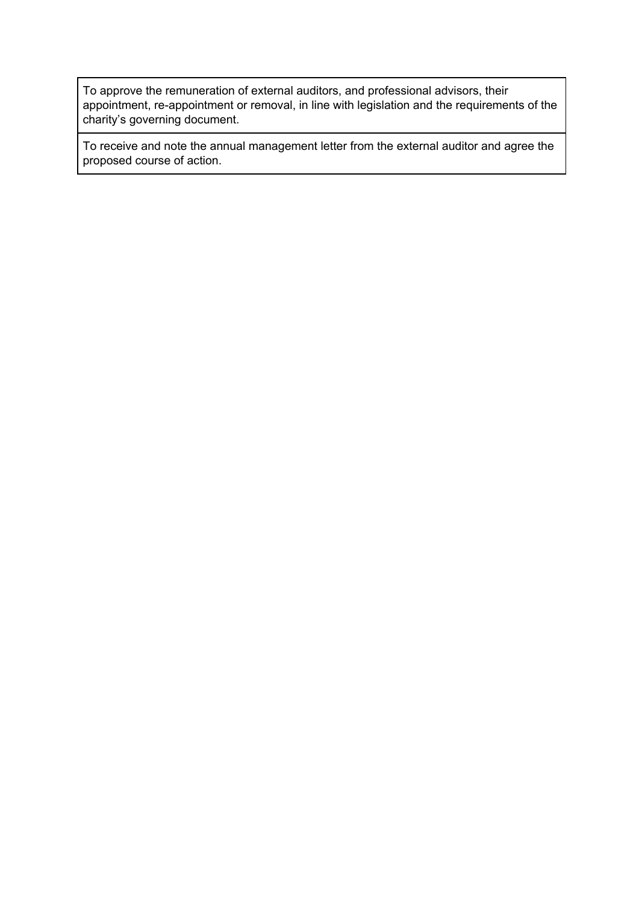| |
|---|
| To approve the remuneration of external auditors, and professional advisors, their appointment, re-appointment or removal, in line with legislation and the requirements of the charity's governing document. |
| To receive and note the annual management letter from the external auditor and agree the proposed course of action. |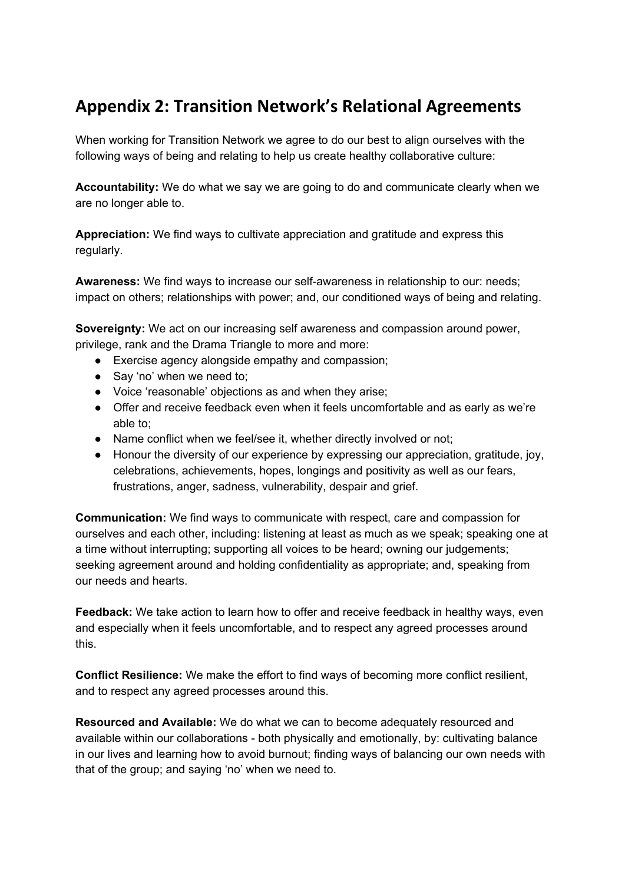## Appendix 2: Transition Network's Relational Agreements

When working for Transition Network we agree to do our best to align ourselves with the following ways of being and relating to help us create healthy collaborative culture:

**Accountability:** We do what we say we are going to do and communicate clearly when we are no longer able to.

**Appreciation:** We find ways to cultivate appreciation and gratitude and express this regularly.

**Awareness:** We find ways to increase our self-awareness in relationship to our: needs; impact on others; relationships with power; and, our conditioned ways of being and relating.

**Sovereignty:** We act on our increasing self awareness and compassion around power, privilege, rank and the Drama Triangle to more and more:

- Exercise agency alongside empathy and compassion;
- Say 'no' when we need to;
- Voice 'reasonable' objections as and when they arise;
- Offer and receive feedback even when it feels uncomfortable and as early as we're able to;
- Name conflict when we feel/see it, whether directly involved or not;
- Honour the diversity of our experience by expressing our appreciation, gratitude, joy, celebrations, achievements, hopes, longings and positivity as well as our fears, frustrations, anger, sadness, vulnerability, despair and grief.

**Communication:** We find ways to communicate with respect, care and compassion for ourselves and each other, including: listening at least as much as we speak; speaking one at a time without interrupting; supporting all voices to be heard; owning our judgements; seeking agreement around and holding confidentiality as appropriate; and, speaking from our needs and hearts.

**Feedback:** We take action to learn how to offer and receive feedback in healthy ways, even and especially when it feels uncomfortable, and to respect any agreed processes around this.

**Conflict Resilience:** We make the effort to find ways of becoming more conflict resilient, and to respect any agreed processes around this.

**Resourced and Available:** We do what we can to become adequately resourced and available within our collaborations - both physically and emotionally, by: cultivating balance in our lives and learning how to avoid burnout; finding ways of balancing our own needs with that of the group; and saying 'no' when we need to.